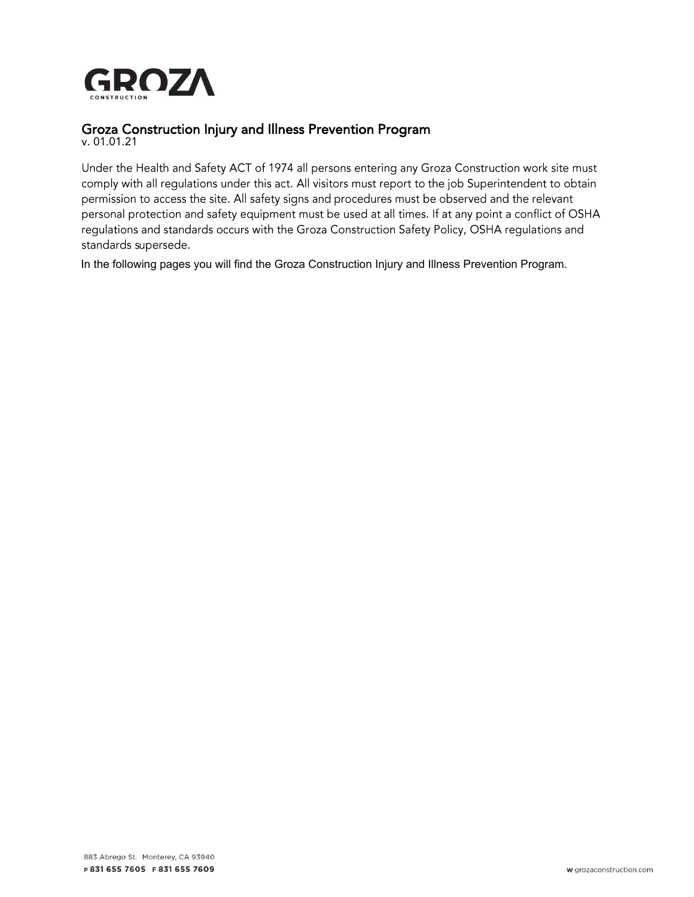**GROZA**
CONSTRUCTION

# Groza Construction Injury and Illness Prevention Program

v. 01.01.21

Under the Health and Safety ACT of 1974 all persons entering any Groza Construction work site must comply with all regulations under this act. All visitors must report to the job Superintendent to obtain permission to access the site. All safety signs and procedures must be observed and the relevant personal protection and safety equipment must be used at all times. If at any point a conflict of OSHA regulations and standards occurs with the Groza Construction Safety Policy, OSHA regulations and standards supersede.

In the following pages you will find the Groza Construction Injury and Illness Prevention Program.

883 Abrego St. Monterey, CA 93940
P 831 655 7605 F 831 655 7609
W grozaconstruction.com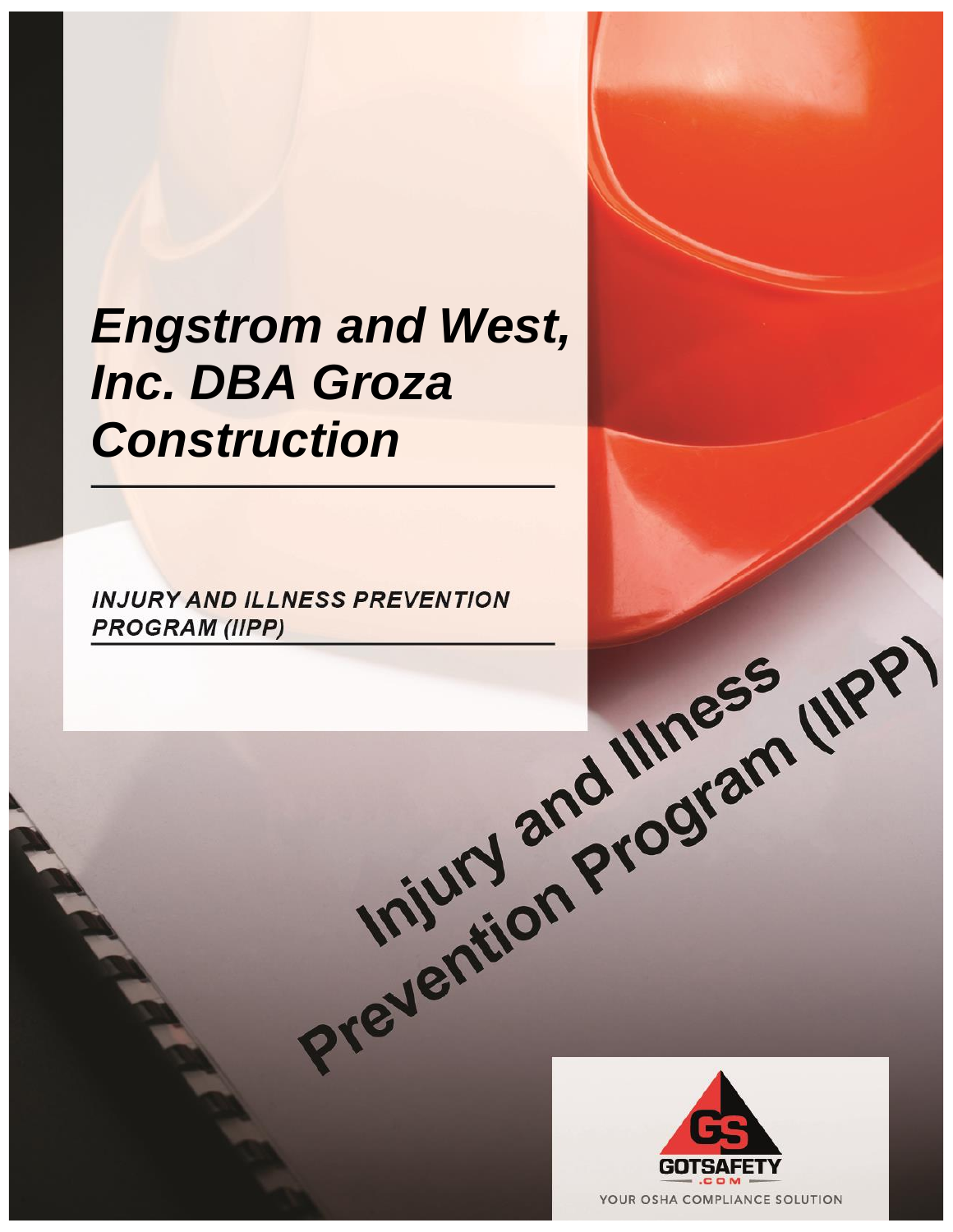# Engstrom and West, Inc. DBA Groza Construction

***INJURY AND ILLNESS PREVENTION PROGRAM (IIPP)***

Injury and Illness Prevention Program (IIPP)

GOTSAFETY.COM

YOUR OSHA COMPLIANCE SOLUTION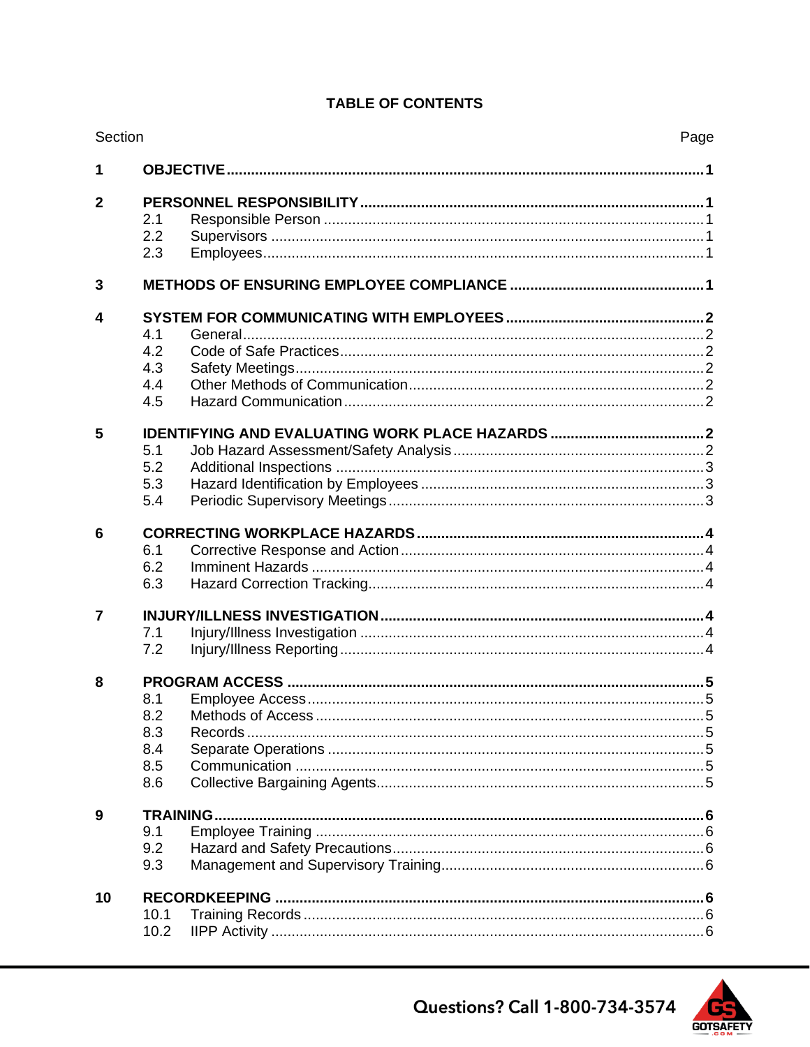# TABLE OF CONTENTS

| Section | | | Page |
|---|---|---|---|
| **1** | **OBJECTIVE** | | **1** |
| **2** | **PERSONNEL RESPONSIBILITY** | | **1** |
| | 2.1 | Responsible Person | 1 |
| | 2.2 | Supervisors | 1 |
| | 2.3 | Employees | 1 |
| **3** | **METHODS OF ENSURING EMPLOYEE COMPLIANCE** | | **1** |
| **4** | **SYSTEM FOR COMMUNICATING WITH EMPLOYEES** | | **2** |
| | 4.1 | General | 2 |
| | 4.2 | Code of Safe Practices | 2 |
| | 4.3 | Safety Meetings | 2 |
| | 4.4 | Other Methods of Communication | 2 |
| | 4.5 | Hazard Communication | 2 |
| **5** | **IDENTIFYING AND EVALUATING WORK PLACE HAZARDS** | | **2** |
| | 5.1 | Job Hazard Assessment/Safety Analysis | 2 |
| | 5.2 | Additional Inspections | 3 |
| | 5.3 | Hazard Identification by Employees | 3 |
| | 5.4 | Periodic Supervisory Meetings | 3 |
| **6** | **CORRECTING WORKPLACE HAZARDS** | | **4** |
| | 6.1 | Corrective Response and Action | 4 |
| | 6.2 | Imminent Hazards | 4 |
| | 6.3 | Hazard Correction Tracking | 4 |
| **7** | **INJURY/ILLNESS INVESTIGATION** | | **4** |
| | 7.1 | Injury/Illness Investigation | 4 |
| | 7.2 | Injury/Illness Reporting | 4 |
| **8** | **PROGRAM ACCESS** | | **5** |
| | 8.1 | Employee Access | 5 |
| | 8.2 | Methods of Access | 5 |
| | 8.3 | Records | 5 |
| | 8.4 | Separate Operations | 5 |
| | 8.5 | Communication | 5 |
| | 8.6 | Collective Bargaining Agents | 5 |
| **9** | **TRAINING** | | **6** |
| | 9.1 | Employee Training | 6 |
| | 9.2 | Hazard and Safety Precautions | 6 |
| | 9.3 | Management and Supervisory Training | 6 |
| **10** | **RECORDKEEPING** | | **6** |
| | 10.1 | Training Records | 6 |
| | 10.2 | IIPP Activity | 6 |

Questions? Call 1-800-734-3574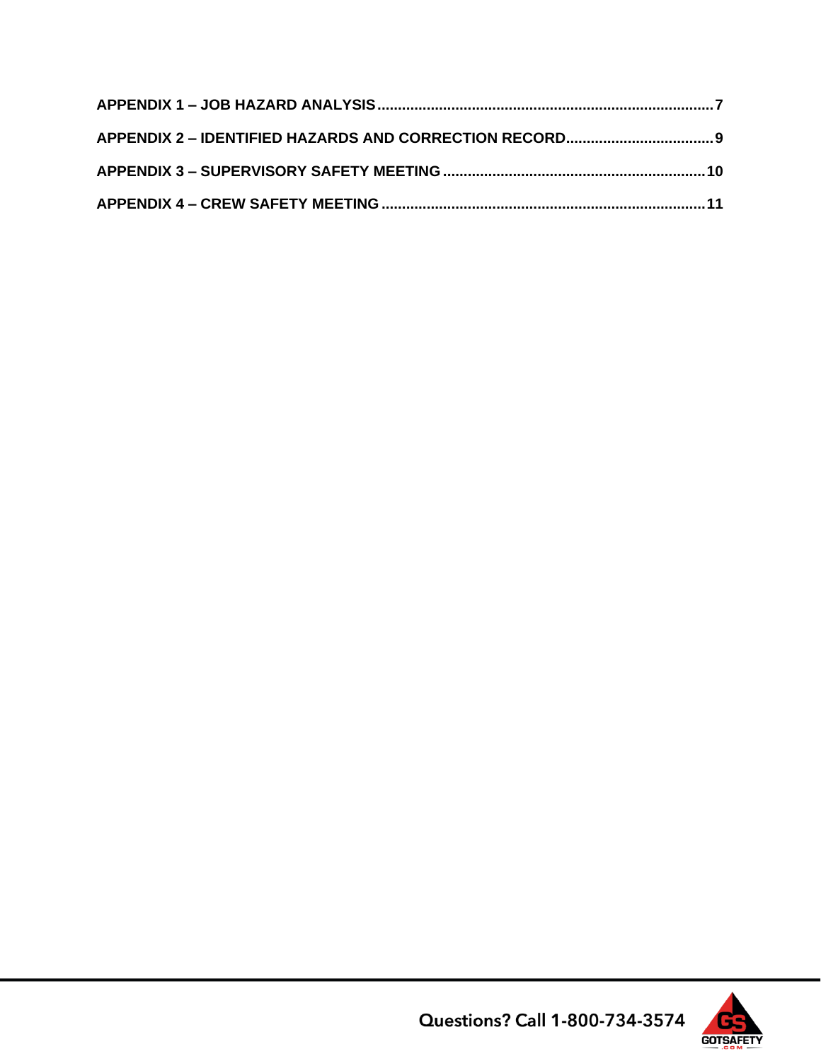APPENDIX 1 – JOB HAZARD ANALYSIS .......................................................................................... 7

APPENDIX 2 – IDENTIFIED HAZARDS AND CORRECTION RECORD.................................... 9

APPENDIX 3 – SUPERVISORY SAFETY MEETING ................................................................ 10

APPENDIX 4 – CREW SAFETY MEETING ................................................................................ 11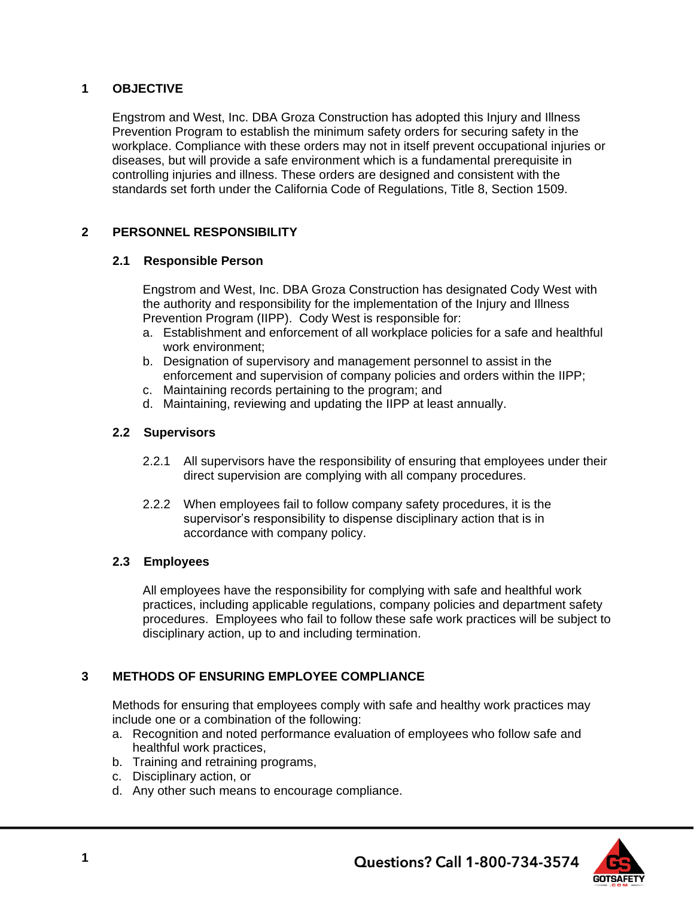## 1 OBJECTIVE

Engstrom and West, Inc. DBA Groza Construction has adopted this Injury and Illness Prevention Program to establish the minimum safety orders for securing safety in the workplace. Compliance with these orders may not in itself prevent occupational injuries or diseases, but will provide a safe environment which is a fundamental prerequisite in controlling injuries and illness. These orders are designed and consistent with the standards set forth under the California Code of Regulations, Title 8, Section 1509.

## 2 PERSONNEL RESPONSIBILITY

### 2.1 Responsible Person

Engstrom and West, Inc. DBA Groza Construction has designated Cody West with the authority and responsibility for the implementation of the Injury and Illness Prevention Program (IIPP). Cody West is responsible for:

a. Establishment and enforcement of all workplace policies for a safe and healthful work environment;
b. Designation of supervisory and management personnel to assist in the enforcement and supervision of company policies and orders within the IIPP;
c. Maintaining records pertaining to the program; and
d. Maintaining, reviewing and updating the IIPP at least annually.

### 2.2 Supervisors

2.2.1 All supervisors have the responsibility of ensuring that employees under their direct supervision are complying with all company procedures.

2.2.2 When employees fail to follow company safety procedures, it is the supervisor's responsibility to dispense disciplinary action that is in accordance with company policy.

### 2.3 Employees

All employees have the responsibility for complying with safe and healthful work practices, including applicable regulations, company policies and department safety procedures. Employees who fail to follow these safe work practices will be subject to disciplinary action, up to and including termination.

## 3 METHODS OF ENSURING EMPLOYEE COMPLIANCE

Methods for ensuring that employees comply with safe and healthy work practices may include one or a combination of the following:

a. Recognition and noted performance evaluation of employees who follow safe and healthful work practices,
b. Training and retraining programs,
c. Disciplinary action, or
d. Any other such means to encourage compliance.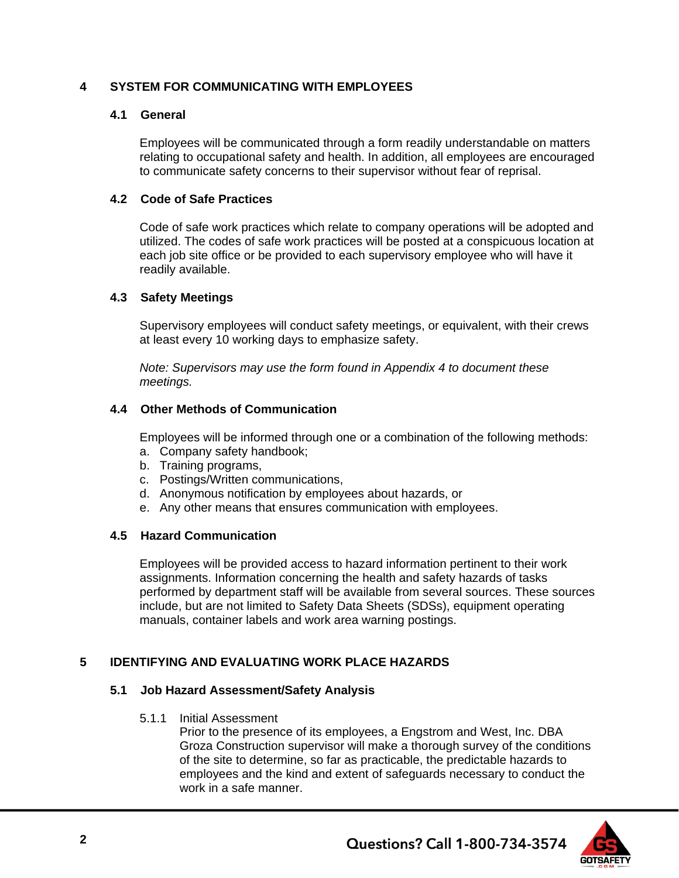## 4 SYSTEM FOR COMMUNICATING WITH EMPLOYEES

### 4.1 General

Employees will be communicated through a form readily understandable on matters relating to occupational safety and health. In addition, all employees are encouraged to communicate safety concerns to their supervisor without fear of reprisal.

### 4.2 Code of Safe Practices

Code of safe work practices which relate to company operations will be adopted and utilized. The codes of safe work practices will be posted at a conspicuous location at each job site office or be provided to each supervisory employee who will have it readily available.

### 4.3 Safety Meetings

Supervisory employees will conduct safety meetings, or equivalent, with their crews at least every 10 working days to emphasize safety.

*Note: Supervisors may use the form found in Appendix 4 to document these meetings.*

### 4.4 Other Methods of Communication

Employees will be informed through one or a combination of the following methods:

a. Company safety handbook;
b. Training programs,
c. Postings/Written communications,
d. Anonymous notification by employees about hazards, or
e. Any other means that ensures communication with employees.

### 4.5 Hazard Communication

Employees will be provided access to hazard information pertinent to their work assignments. Information concerning the health and safety hazards of tasks performed by department staff will be available from several sources. These sources include, but are not limited to Safety Data Sheets (SDSs), equipment operating manuals, container labels and work area warning postings.

## 5 IDENTIFYING AND EVALUATING WORK PLACE HAZARDS

### 5.1 Job Hazard Assessment/Safety Analysis

5.1.1 Initial Assessment

Prior to the presence of its employees, a Engstrom and West, Inc. DBA Groza Construction supervisor will make a thorough survey of the conditions of the site to determine, so far as practicable, the predictable hazards to employees and the kind and extent of safeguards necessary to conduct the work in a safe manner.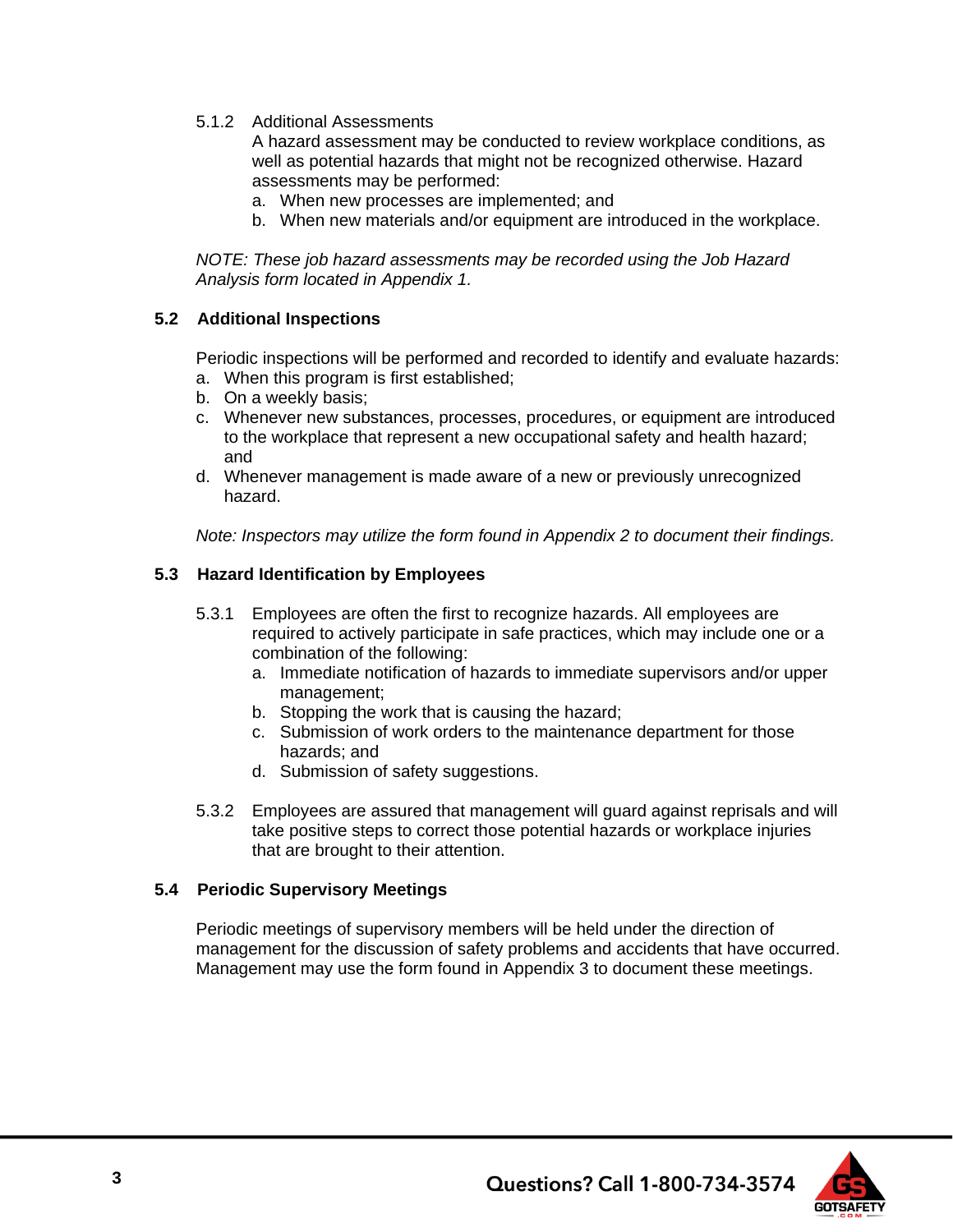5.1.2 Additional Assessments

A hazard assessment may be conducted to review workplace conditions, as well as potential hazards that might not be recognized otherwise. Hazard assessments may be performed:

a. When new processes are implemented; and
b. When new materials and/or equipment are introduced in the workplace.

*NOTE: These job hazard assessments may be recorded using the Job Hazard Analysis form located in Appendix 1.*

### 5.2 Additional Inspections

Periodic inspections will be performed and recorded to identify and evaluate hazards:

a. When this program is first established;
b. On a weekly basis;
c. Whenever new substances, processes, procedures, or equipment are introduced to the workplace that represent a new occupational safety and health hazard; and
d. Whenever management is made aware of a new or previously unrecognized hazard.

*Note: Inspectors may utilize the form found in Appendix 2 to document their findings.*

### 5.3 Hazard Identification by Employees

5.3.1 Employees are often the first to recognize hazards. All employees are required to actively participate in safe practices, which may include one or a combination of the following:

a. Immediate notification of hazards to immediate supervisors and/or upper management;
b. Stopping the work that is causing the hazard;
c. Submission of work orders to the maintenance department for those hazards; and
d. Submission of safety suggestions.

5.3.2 Employees are assured that management will guard against reprisals and will take positive steps to correct those potential hazards or workplace injuries that are brought to their attention.

### 5.4 Periodic Supervisory Meetings

Periodic meetings of supervisory members will be held under the direction of management for the discussion of safety problems and accidents that have occurred. Management may use the form found in Appendix 3 to document these meetings.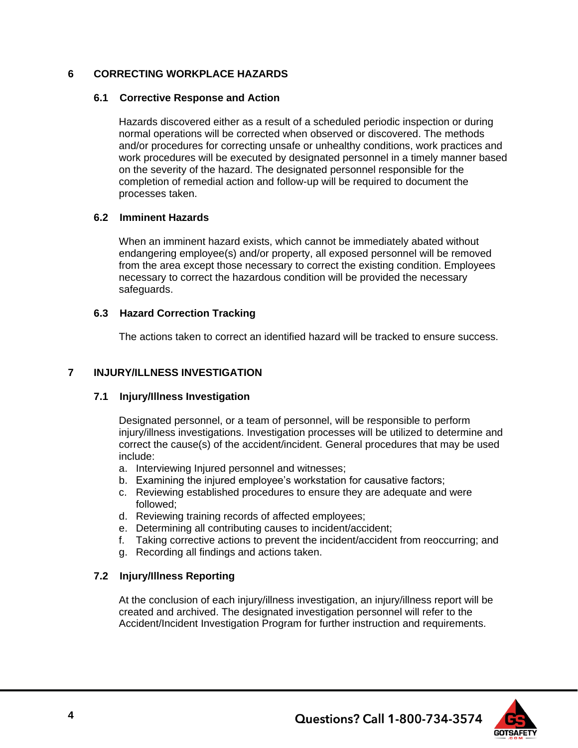## 6 CORRECTING WORKPLACE HAZARDS

### 6.1 Corrective Response and Action

Hazards discovered either as a result of a scheduled periodic inspection or during normal operations will be corrected when observed or discovered. The methods and/or procedures for correcting unsafe or unhealthy conditions, work practices and work procedures will be executed by designated personnel in a timely manner based on the severity of the hazard. The designated personnel responsible for the completion of remedial action and follow-up will be required to document the processes taken.

### 6.2 Imminent Hazards

When an imminent hazard exists, which cannot be immediately abated without endangering employee(s) and/or property, all exposed personnel will be removed from the area except those necessary to correct the existing condition. Employees necessary to correct the hazardous condition will be provided the necessary safeguards.

### 6.3 Hazard Correction Tracking

The actions taken to correct an identified hazard will be tracked to ensure success.

## 7 INJURY/ILLNESS INVESTIGATION

### 7.1 Injury/Illness Investigation

Designated personnel, or a team of personnel, will be responsible to perform injury/illness investigations. Investigation processes will be utilized to determine and correct the cause(s) of the accident/incident. General procedures that may be used include:

a. Interviewing Injured personnel and witnesses;
b. Examining the injured employee's workstation for causative factors;
c. Reviewing established procedures to ensure they are adequate and were followed;
d. Reviewing training records of affected employees;
e. Determining all contributing causes to incident/accident;
f. Taking corrective actions to prevent the incident/accident from reoccurring; and
g. Recording all findings and actions taken.

### 7.2 Injury/Illness Reporting

At the conclusion of each injury/illness investigation, an injury/illness report will be created and archived. The designated investigation personnel will refer to the Accident/Incident Investigation Program for further instruction and requirements.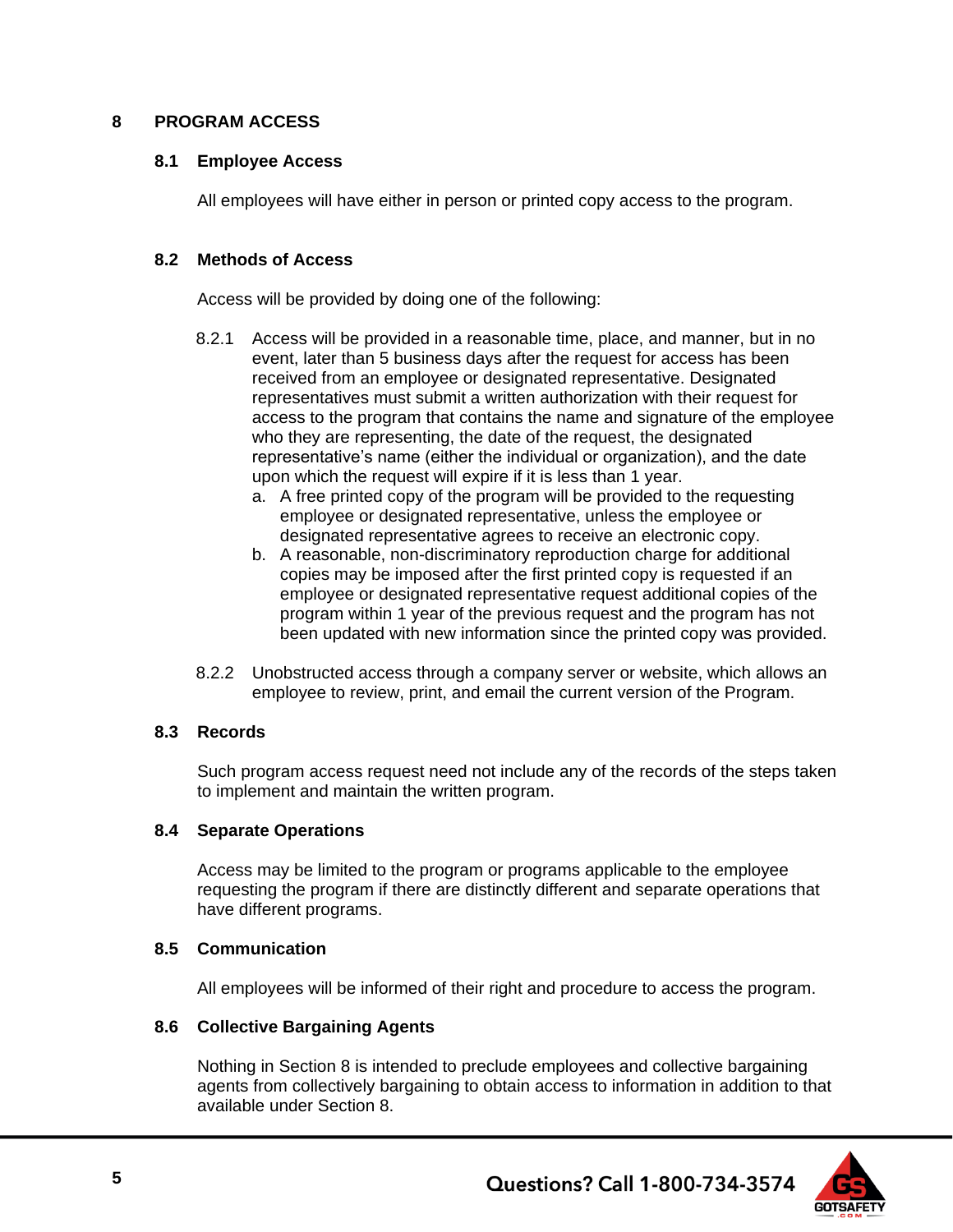# 8 PROGRAM ACCESS

## 8.1 Employee Access

All employees will have either in person or printed copy access to the program.

## 8.2 Methods of Access

Access will be provided by doing one of the following:

8.2.1 Access will be provided in a reasonable time, place, and manner, but in no event, later than 5 business days after the request for access has been received from an employee or designated representative. Designated representatives must submit a written authorization with their request for access to the program that contains the name and signature of the employee who they are representing, the date of the request, the designated representative's name (either the individual or organization), and the date upon which the request will expire if it is less than 1 year.

a. A free printed copy of the program will be provided to the requesting employee or designated representative, unless the employee or designated representative agrees to receive an electronic copy.
b. A reasonable, non-discriminatory reproduction charge for additional copies may be imposed after the first printed copy is requested if an employee or designated representative request additional copies of the program within 1 year of the previous request and the program has not been updated with new information since the printed copy was provided.

8.2.2 Unobstructed access through a company server or website, which allows an employee to review, print, and email the current version of the Program.

## 8.3 Records

Such program access request need not include any of the records of the steps taken to implement and maintain the written program.

## 8.4 Separate Operations

Access may be limited to the program or programs applicable to the employee requesting the program if there are distinctly different and separate operations that have different programs.

## 8.5 Communication

All employees will be informed of their right and procedure to access the program.

## 8.6 Collective Bargaining Agents

Nothing in Section 8 is intended to preclude employees and collective bargaining agents from collectively bargaining to obtain access to information in addition to that available under Section 8.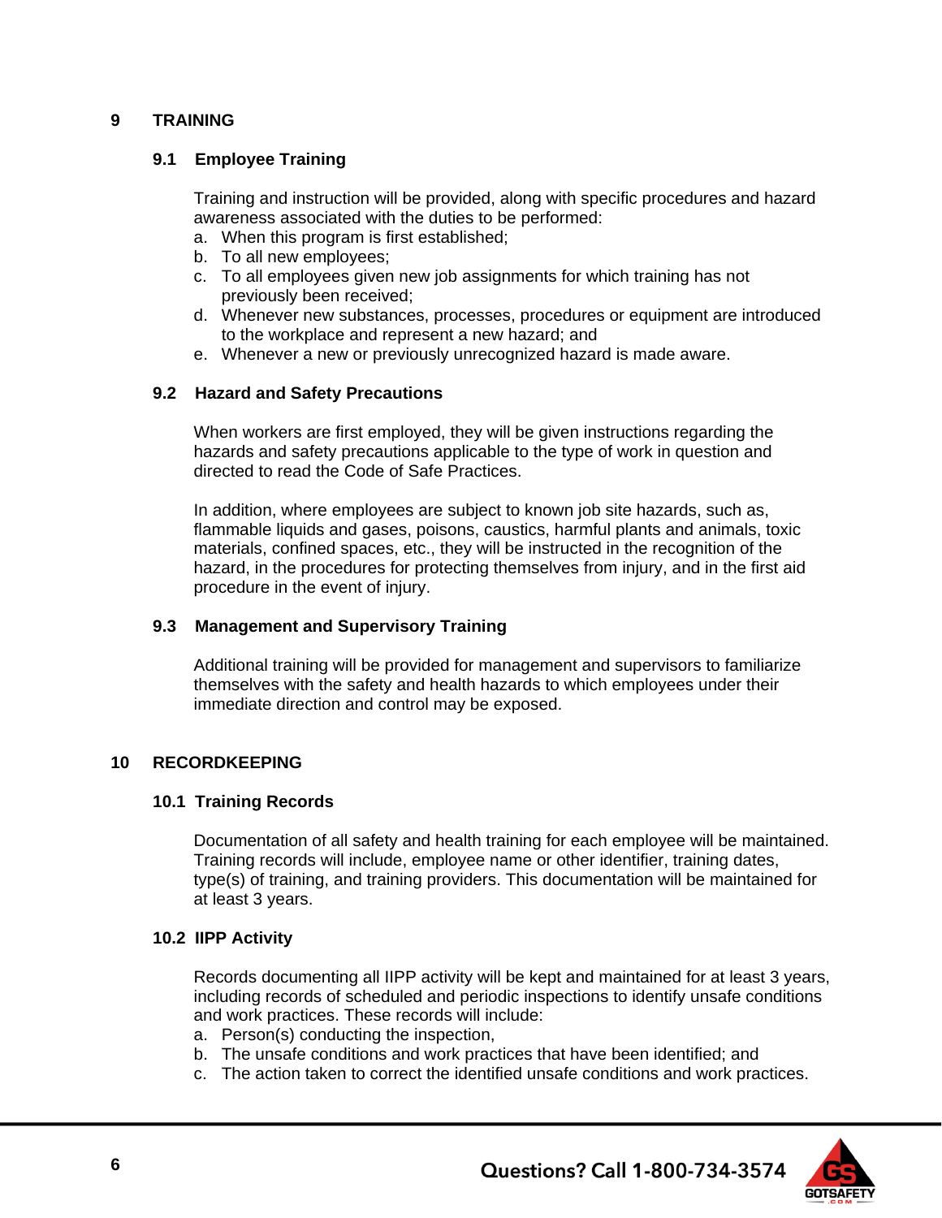# 9 TRAINING

## 9.1 Employee Training

Training and instruction will be provided, along with specific procedures and hazard awareness associated with the duties to be performed:

a. When this program is first established;
b. To all new employees;
c. To all employees given new job assignments for which training has not previously been received;
d. Whenever new substances, processes, procedures or equipment are introduced to the workplace and represent a new hazard; and
e. Whenever a new or previously unrecognized hazard is made aware.

## 9.2 Hazard and Safety Precautions

When workers are first employed, they will be given instructions regarding the hazards and safety precautions applicable to the type of work in question and directed to read the Code of Safe Practices.

In addition, where employees are subject to known job site hazards, such as, flammable liquids and gases, poisons, caustics, harmful plants and animals, toxic materials, confined spaces, etc., they will be instructed in the recognition of the hazard, in the procedures for protecting themselves from injury, and in the first aid procedure in the event of injury.

## 9.3 Management and Supervisory Training

Additional training will be provided for management and supervisors to familiarize themselves with the safety and health hazards to which employees under their immediate direction and control may be exposed.

# 10 RECORDKEEPING

## 10.1 Training Records

Documentation of all safety and health training for each employee will be maintained. Training records will include, employee name or other identifier, training dates, type(s) of training, and training providers. This documentation will be maintained for at least 3 years.

## 10.2 IIPP Activity

Records documenting all IIPP activity will be kept and maintained for at least 3 years, including records of scheduled and periodic inspections to identify unsafe conditions and work practices. These records will include:

a. Person(s) conducting the inspection,
b. The unsafe conditions and work practices that have been identified; and
c. The action taken to correct the identified unsafe conditions and work practices.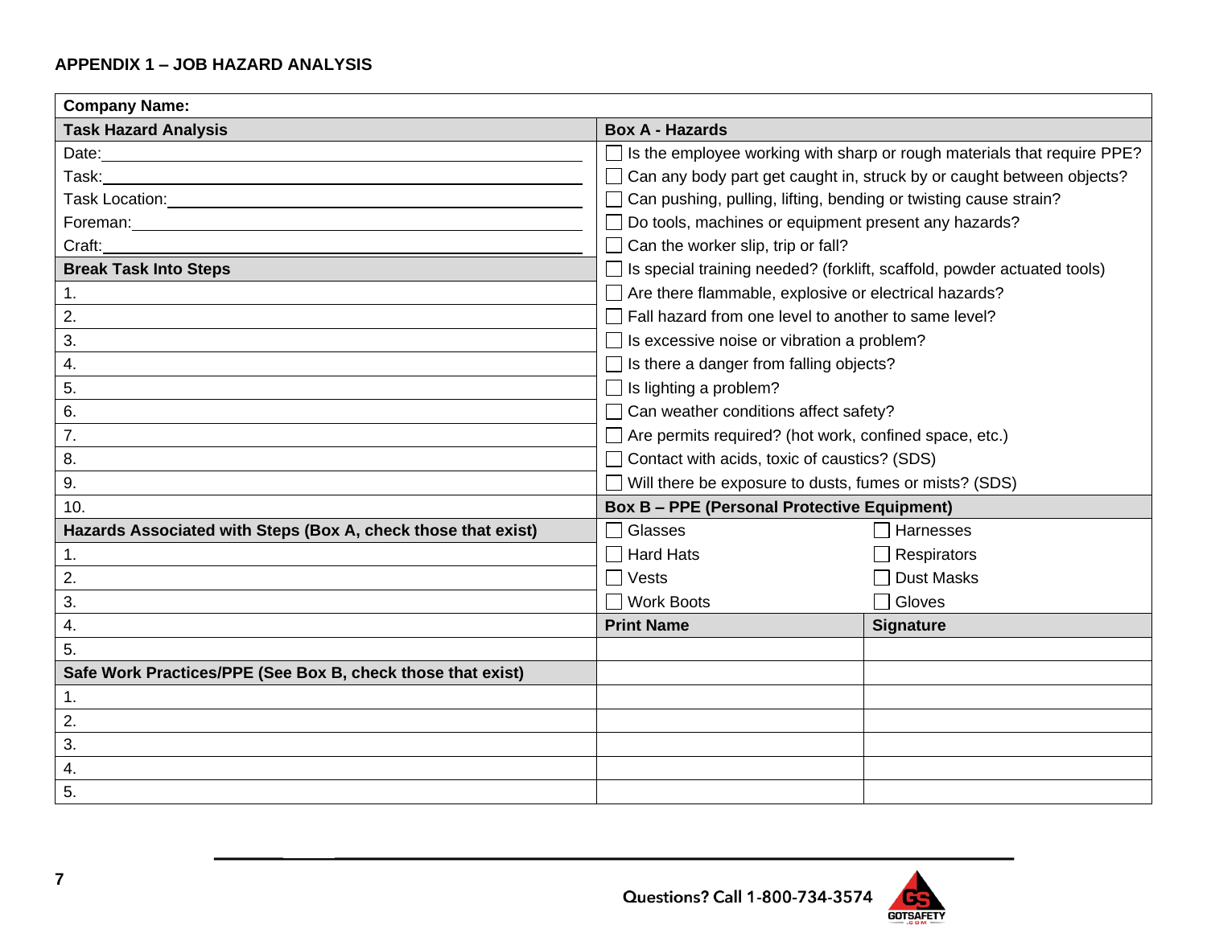**APPENDIX 1 – JOB HAZARD ANALYSIS**

| **Company Name:** | | |
|---|---|---|
| **Task Hazard Analysis** | **Box A - Hazards** | |
| Date: | ☐ Is the employee working with sharp or rough materials that require PPE? | |
| Task: | ☐ Can any body part get caught in, struck by or caught between objects? | |
| Task Location: | ☐ Can pushing, pulling, lifting, bending or twisting cause strain? | |
| Foreman: | ☐ Do tools, machines or equipment present any hazards? | |
| Craft: | ☐ Can the worker slip, trip or fall? | |
| **Break Task Into Steps** | ☐ Is special training needed? (forklift, scaffold, powder actuated tools) | |
| 1. | ☐ Are there flammable, explosive or electrical hazards? | |
| 2. | ☐ Fall hazard from one level to another to same level? | |
| 3. | ☐ Is excessive noise or vibration a problem? | |
| 4. | ☐ Is there a danger from falling objects? | |
| 5. | ☐ Is lighting a problem? | |
| 6. | ☐ Can weather conditions affect safety? | |
| 7. | ☐ Are permits required? (hot work, confined space, etc.) | |
| 8. | ☐ Contact with acids, toxic of caustics? (SDS) | |
| 9. | ☐ Will there be exposure to dusts, fumes or mists? (SDS) | |
| 10. | **Box B – PPE (Personal Protective Equipment)** | |
| **Hazards Associated with Steps (Box A, check those that exist)** | ☐ Glasses | ☐ Harnesses |
| 1. | ☐ Hard Hats | ☐ Respirators |
| 2. | ☐ Vests | ☐ Dust Masks |
| 3. | ☐ Work Boots | ☐ Gloves |
| 4. | **Print Name** | **Signature** |
| 5. | | |
| **Safe Work Practices/PPE (See Box B, check those that exist)** | | |
| 1. | | |
| 2. | | |
| 3. | | |
| 4. | | |
| 5. | | |

Questions? Call 1-800-734-3574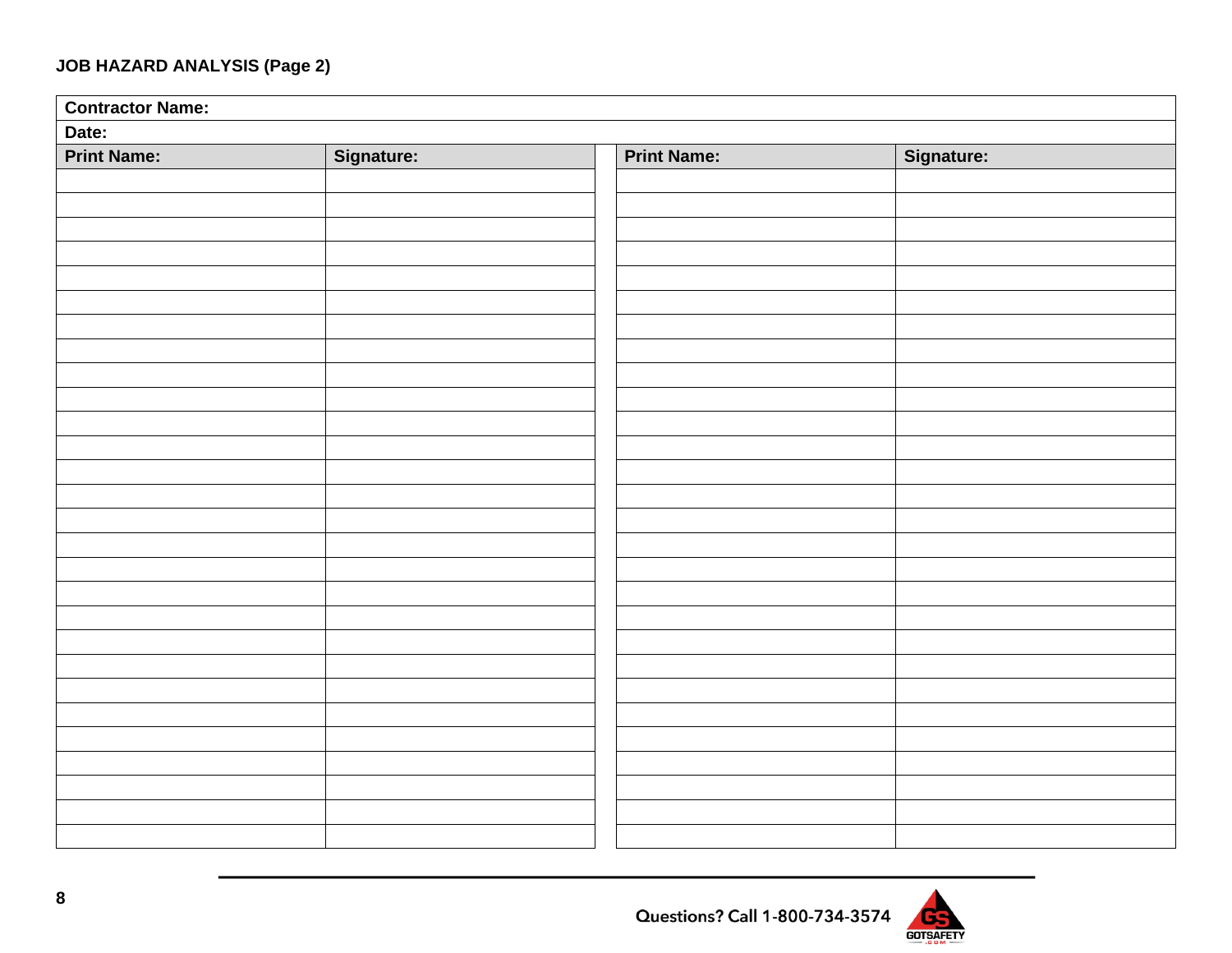**JOB HAZARD ANALYSIS (Page 2)**

**Contractor Name:**

**Date:**

| Print Name: | Signature: | Print Name: | Signature: |
|---|---|---|---|
| | | | |
| | | | |
| | | | |
| | | | |
| | | | |
| | | | |
| | | | |
| | | | |
| | | | |
| | | | |
| | | | |
| | | | |
| | | | |
| | | | |
| | | | |
| | | | |
| | | | |
| | | | |
| | | | |
| | | | |
| | | | |
| | | | |
| | | | |
| | | | |
| | | | |
| | | | |
| | | | |
| | | | |

Questions? Call 1-800-734-3574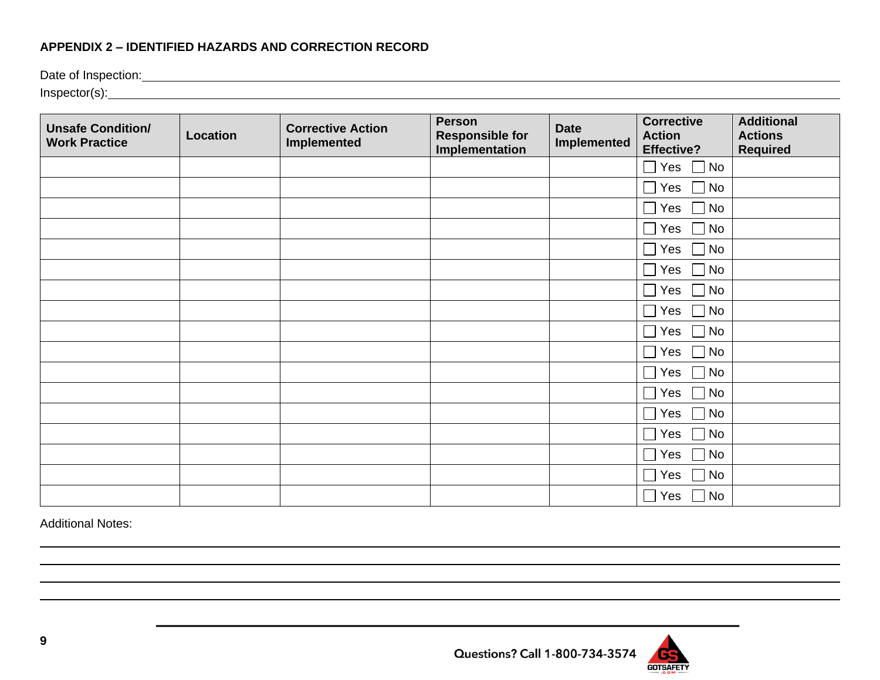**APPENDIX 2 – IDENTIFIED HAZARDS AND CORRECTION RECORD**

Date of Inspection: \_\_\_\_\_\_\_\_\_\_\_\_\_\_\_\_\_\_\_\_\_\_\_\_\_\_\_\_\_\_\_\_\_\_\_\_\_\_\_\_

Inspector(s): \_\_\_\_\_\_\_\_\_\_\_\_\_\_\_\_\_\_\_\_\_\_\_\_\_\_\_\_\_\_\_\_\_\_\_\_\_\_\_\_

| Unsafe Condition/ Work Practice | Location | Corrective Action Implemented | Person Responsible for Implementation | Date Implemented | Corrective Action Effective? | Additional Actions Required |
|---|---|---|---|---|---|---|
| | | | | | ☐ Yes ☐ No | |
| | | | | | ☐ Yes ☐ No | |
| | | | | | ☐ Yes ☐ No | |
| | | | | | ☐ Yes ☐ No | |
| | | | | | ☐ Yes ☐ No | |
| | | | | | ☐ Yes ☐ No | |
| | | | | | ☐ Yes ☐ No | |
| | | | | | ☐ Yes ☐ No | |
| | | | | | ☐ Yes ☐ No | |
| | | | | | ☐ Yes ☐ No | |
| | | | | | ☐ Yes ☐ No | |
| | | | | | ☐ Yes ☐ No | |
| | | | | | ☐ Yes ☐ No | |
| | | | | | ☐ Yes ☐ No | |
| | | | | | ☐ Yes ☐ No | |
| | | | | | ☐ Yes ☐ No | |
| | | | | | ☐ Yes ☐ No | |

Additional Notes:

\_\_\_\_\_\_\_\_\_\_\_\_\_\_\_\_\_\_\_\_\_\_\_\_\_\_\_\_\_\_\_\_\_\_\_\_\_\_\_\_\_\_\_\_\_\_\_\_

\_\_\_\_\_\_\_\_\_\_\_\_\_\_\_\_\_\_\_\_\_\_\_\_\_\_\_\_\_\_\_\_\_\_\_\_\_\_\_\_\_\_\_\_\_\_\_\_

\_\_\_\_\_\_\_\_\_\_\_\_\_\_\_\_\_\_\_\_\_\_\_\_\_\_\_\_\_\_\_\_\_\_\_\_\_\_\_\_\_\_\_\_\_\_\_\_

\_\_\_\_\_\_\_\_\_\_\_\_\_\_\_\_\_\_\_\_\_\_\_\_\_\_\_\_\_\_\_\_\_\_\_\_\_\_\_\_\_\_\_\_\_\_\_\_

Questions? Call 1-800-734-3574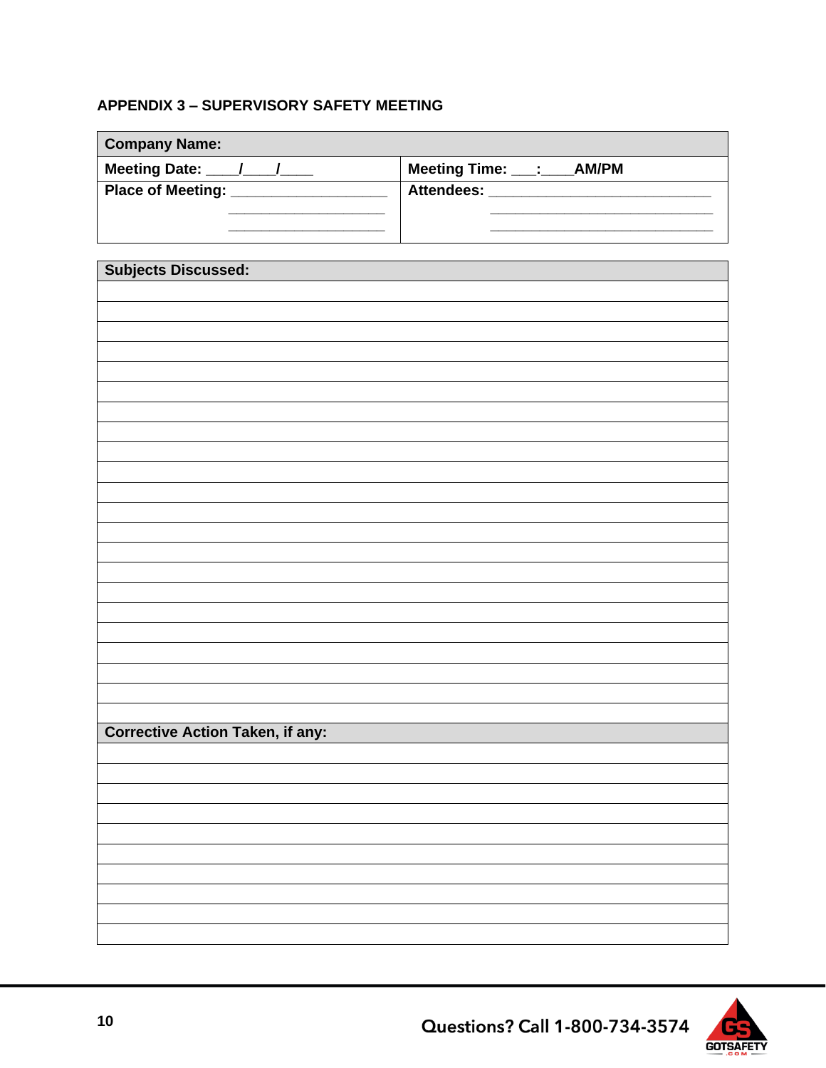### APPENDIX 3 – SUPERVISORY SAFETY MEETING

| Company Name: | |
|---|---|
| Meeting Date: ____/____/____ | Meeting Time: ___:____AM/PM |
| Place of Meeting: ____________________<br>____________________<br>____________________ | Attendees: ____________________________<br>____________________________<br>____________________________ |

| Subjects Discussed: |
|---|
| |
| |
| |
| |
| |
| |
| |
| |
| |
| |
| |
| |
| |
| |
| |
| |
| |
| |
| |
| |
| |
| |
| **Corrective Action Taken, if any:** |
| |
| |
| |
| |
| |
| |
| |
| |
| |
| |

Questions? Call 1-800-734-3574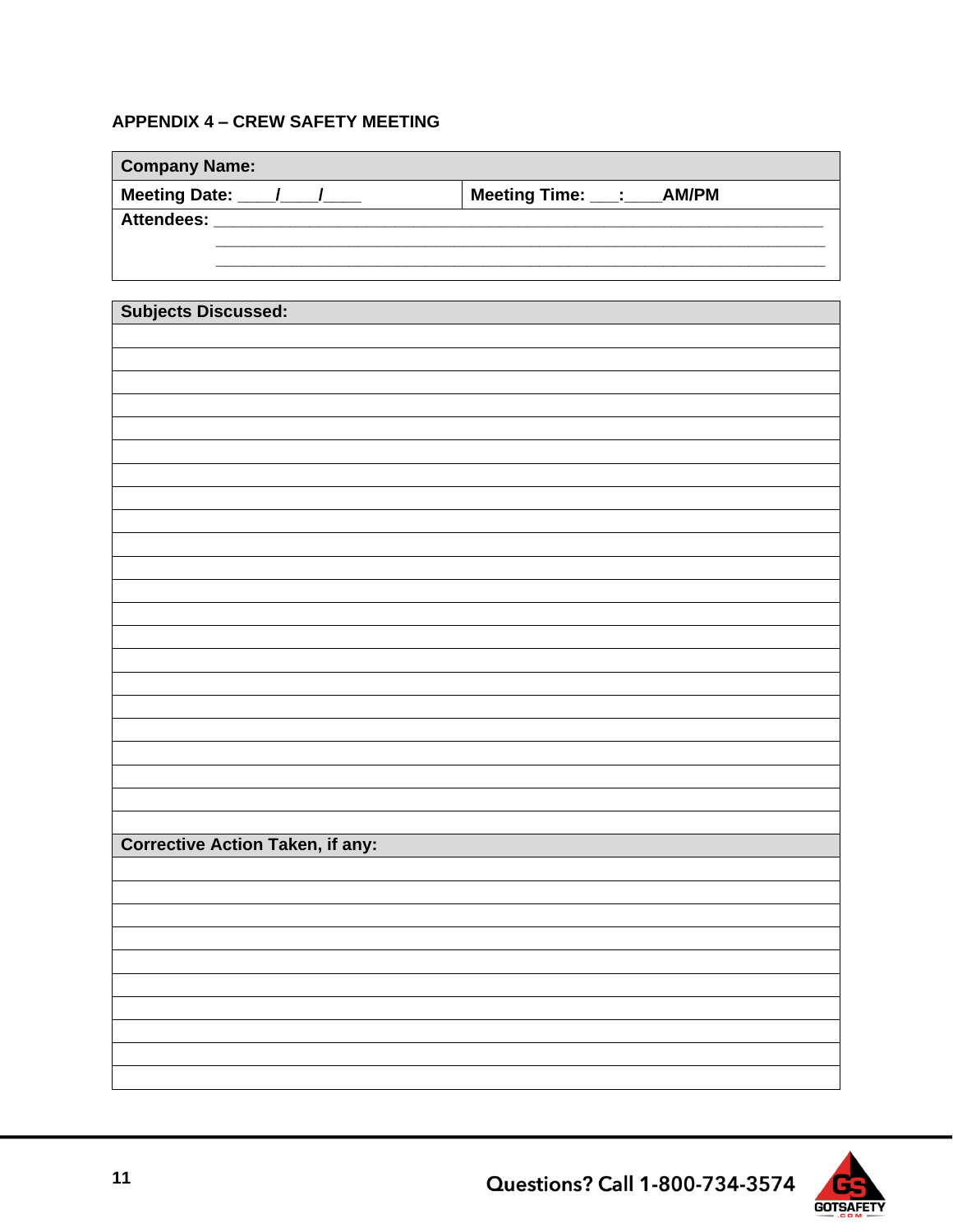## APPENDIX 4 – CREW SAFETY MEETING

| **Company Name:** | |
|---|---|
| **Meeting Date: \_\_\_\_/\_\_\_\_/\_\_\_\_** | **Meeting Time: \_\_\_:\_\_\_\_AM/PM** |
| **Attendees:** \_\_\_\_\_\_\_\_\_\_\_\_\_\_\_\_\_\_\_\_\_\_\_\_\_\_\_\_\_\_\_\_\_\_\_\_\_\_\_\_\_\_\_\_\_\_\_\_\_\_\_\_\_\_\_\_\_\_\_\_\_\_\_\_\_\_\_\_\_\_ <br> \_\_\_\_\_\_\_\_\_\_\_\_\_\_\_\_\_\_\_\_\_\_\_\_\_\_\_\_\_\_\_\_\_\_\_\_\_\_\_\_\_\_\_\_\_\_\_\_\_\_\_\_\_\_\_\_\_\_\_\_\_\_\_\_\_\_\_\_\_\_ <br> \_\_\_\_\_\_\_\_\_\_\_\_\_\_\_\_\_\_\_\_\_\_\_\_\_\_\_\_\_\_\_\_\_\_\_\_\_\_\_\_\_\_\_\_\_\_\_\_\_\_\_\_\_\_\_\_\_\_\_\_\_\_\_\_\_\_\_\_\_\_ | |

| **Subjects Discussed:** |
|---|
| |
| |
| |
| |
| |
| |
| |
| |
| |
| |
| |
| |
| |
| |
| |
| |
| |
| |
| |
| |
| |
| |
| **Corrective Action Taken, if any:** |
| |
| |
| |
| |
| |
| |
| |
| |
| |
| |

Questions? Call 1-800-734-3574